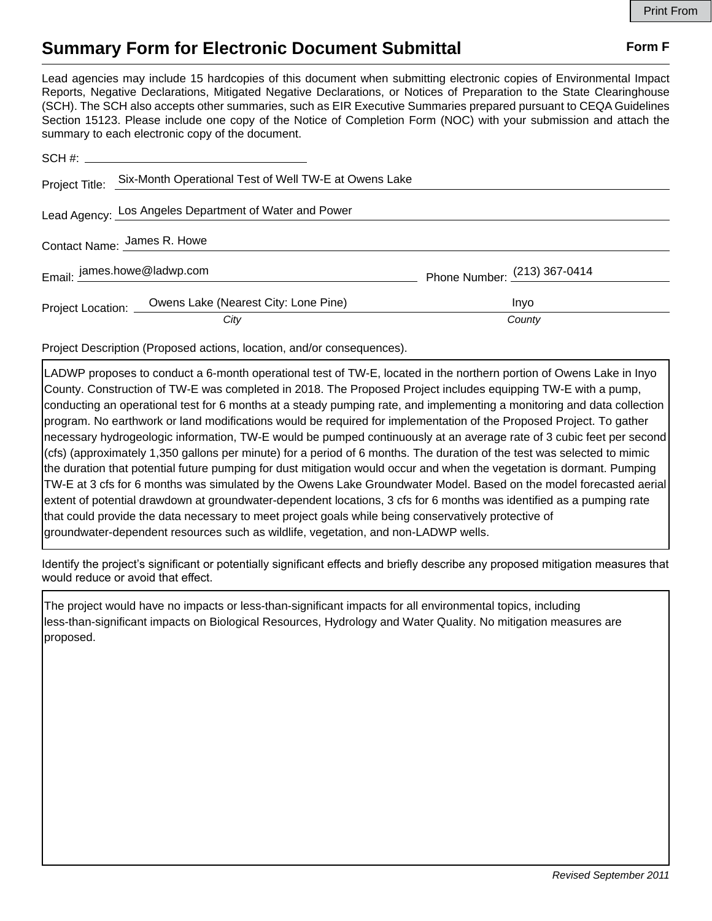Print From

# Summary Form for Electronic Document Submittal

**Form F**

Lead agencies may include 15 hardcopies of this document when submitting electronic copies of Environmental Impact Reports, Negative Declarations, Mitigated Negative Declarations, or Notices of Preparation to the State Clearinghouse (SCH). The SCH also accepts other summaries, such as EIR Executive Summaries prepared pursuant to CEQA Guidelines Section 15123. Please include one copy of the Notice of Completion Form (NOC) with your submission and attach the summary to each electronic copy of the document.

SCH #: 

Project Title: Six-Month Operational Test of Well TW-E at Owens Lake

Lead Agency: Los Angeles Department of Water and Power

Contact Name: James R. Howe

Email: james.howe@ladwp.com     Phone Number: (213) 367-0414

Project Location: Owens Lake (Nearest City: Lone Pine) (*City*)     Inyo (*County*)

Project Description (Proposed actions, location, and/or consequences).

LADWP proposes to conduct a 6-month operational test of TW-E, located in the northern portion of Owens Lake in Inyo County. Construction of TW-E was completed in 2018. The Proposed Project includes equipping TW-E with a pump, conducting an operational test for 6 months at a steady pumping rate, and implementing a monitoring and data collection program. No earthwork or land modifications would be required for implementation of the Proposed Project. To gather necessary hydrogeologic information, TW-E would be pumped continuously at an average rate of 3 cubic feet per second (cfs) (approximately 1,350 gallons per minute) for a period of 6 months. The duration of the test was selected to mimic the duration that potential future pumping for dust mitigation would occur and when the vegetation is dormant. Pumping TW-E at 3 cfs for 6 months was simulated by the Owens Lake Groundwater Model. Based on the model forecasted aerial extent of potential drawdown at groundwater-dependent locations, 3 cfs for 6 months was identified as a pumping rate that could provide the data necessary to meet project goals while being conservatively protective of groundwater-dependent resources such as wildlife, vegetation, and non-LADWP wells.

Identify the project's significant or potentially significant effects and briefly describe any proposed mitigation measures that would reduce or avoid that effect.

The project would have no impacts or less-than-significant impacts for all environmental topics, including less-than-significant impacts on Biological Resources, Hydrology and Water Quality. No mitigation measures are proposed.

*Revised September 2011*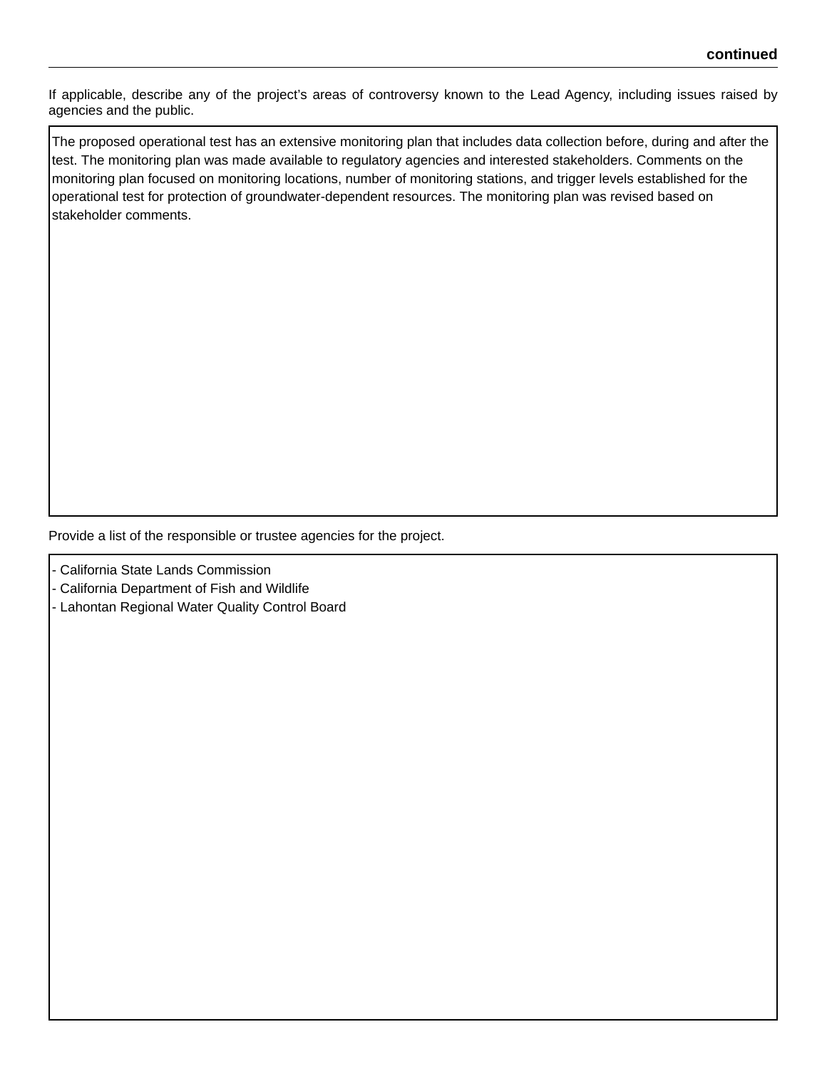**continued**

If applicable, describe any of the project's areas of controversy known to the Lead Agency, including issues raised by agencies and the public.

The proposed operational test has an extensive monitoring plan that includes data collection before, during and after the test. The monitoring plan was made available to regulatory agencies and interested stakeholders. Comments on the monitoring plan focused on monitoring locations, number of monitoring stations, and trigger levels established for the operational test for protection of groundwater-dependent resources. The monitoring plan was revised based on stakeholder comments.

Provide a list of the responsible or trustee agencies for the project.

- California State Lands Commission
- California Department of Fish and Wildlife
- Lahontan Regional Water Quality Control Board